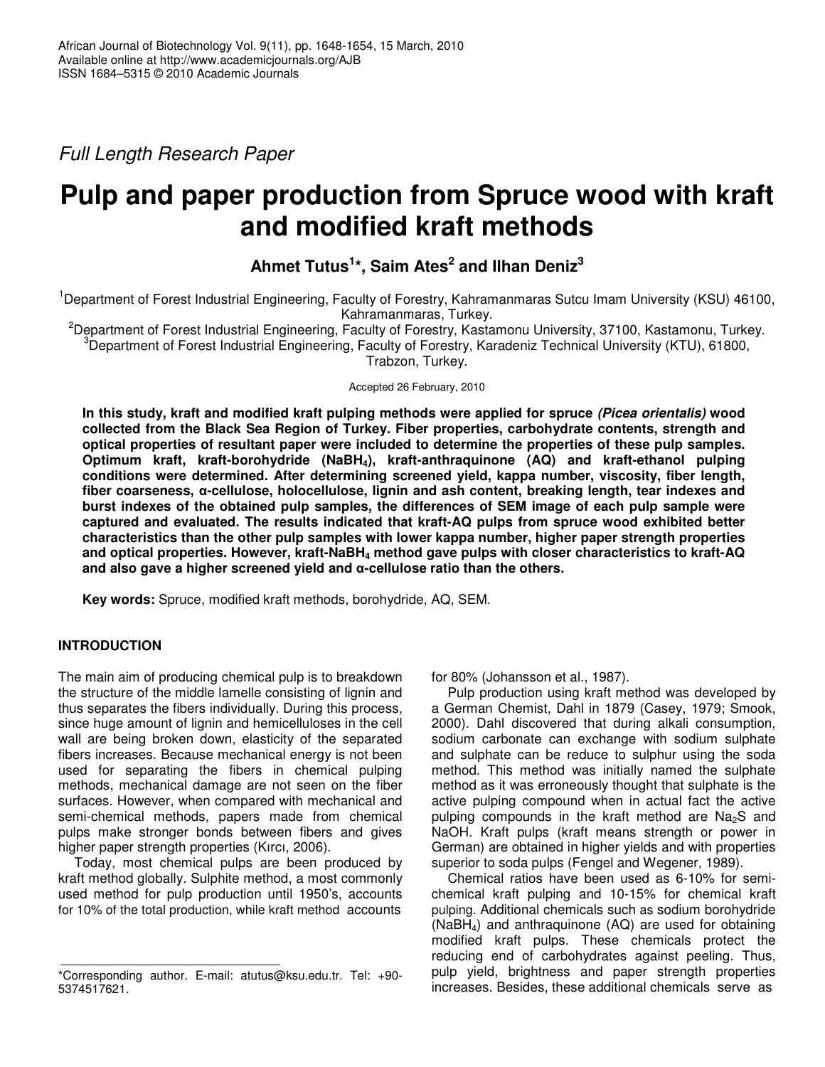*Full Length Research Paper*

# Pulp and paper production from Spruce wood with kraft and modified kraft methods

**Ahmet Tutus[1]\*, Saim Ates[2] and Ilhan Deniz[3]**

[1]Department of Forest Industrial Engineering, Faculty of Forestry, Kahramanmaras Sutcu Imam University (KSU) 46100, Kahramanmaras, Turkey.

[2]Department of Forest Industrial Engineering, Faculty of Forestry, Kastamonu University, 37100, Kastamonu, Turkey.

[3]Department of Forest Industrial Engineering, Faculty of Forestry, Karadeniz Technical University (KTU), 61800, Trabzon, Turkey.

Accepted 26 February, 2010

**In this study, kraft and modified kraft pulping methods were applied for spruce *(Picea orientalis)* wood collected from the Black Sea Region of Turkey. Fiber properties, carbohydrate contents, strength and optical properties of resultant paper were included to determine the properties of these pulp samples. Optimum kraft, kraft-borohydride ($NaBH_4$), kraft-anthraquinone (AQ) and kraft-ethanol pulping conditions were determined. After determining screened yield, kappa number, viscosity, fiber length, fiber coarseness, α-cellulose, holocellulose, lignin and ash content, breaking length, tear indexes and burst indexes of the obtained pulp samples, the differences of SEM image of each pulp sample were captured and evaluated. The results indicated that kraft-AQ pulps from spruce wood exhibited better characteristics than the other pulp samples with lower kappa number, higher paper strength properties and optical properties. However, kraft-$NaBH_4$ method gave pulps with closer characteristics to kraft-AQ and also gave a higher screened yield and α-cellulose ratio than the others.**

**Key words:** Spruce, modified kraft methods, borohydride, AQ, SEM.

## INTRODUCTION

The main aim of producing chemical pulp is to breakdown the structure of the middle lamelle consisting of lignin and thus separates the fibers individually. During this process, since huge amount of lignin and hemicelluloses in the cell wall are being broken down, elasticity of the separated fibers increases. Because mechanical energy is not been used for separating the fibers in chemical pulping methods, mechanical damage are not seen on the fiber surfaces. However, when compared with mechanical and semi-chemical methods, papers made from chemical pulps make stronger bonds between fibers and gives higher paper strength properties (Kırcı, 2006).

Today, most chemical pulps are been produced by kraft method globally. Sulphite method, a most commonly used method for pulp production until 1950's, accounts for 10% of the total production, while kraft method accounts for 80% (Johansson et al., 1987).

Pulp production using kraft method was developed by a German Chemist, Dahl in 1879 (Casey, 1979; Smook, 2000). Dahl discovered that during alkali consumption, sodium carbonate can exchange with sodium sulphate and sulphate can be reduce to sulphur using the soda method. This method was initially named the sulphate method as it was erroneously thought that sulphate is the active pulping compound when in actual fact the active pulping compounds in the kraft method are $Na_2S$ and NaOH. Kraft pulps (kraft means strength or power in German) are obtained in higher yields and with properties superior to soda pulps (Fengel and Wegener, 1989).

Chemical ratios have been used as 6-10% for semi-chemical kraft pulping and 10-15% for chemical kraft pulping. Additional chemicals such as sodium borohydride ($NaBH_4$) and anthraquinone (AQ) are used for obtaining modified kraft pulps. These chemicals protect the reducing end of carbohydrates against peeling. Thus, pulp yield, brightness and paper strength properties increases. Besides, these additional chemicals serve as

\*Corresponding author. E-mail: atutus@ksu.edu.tr. Tel: +90-5374517621.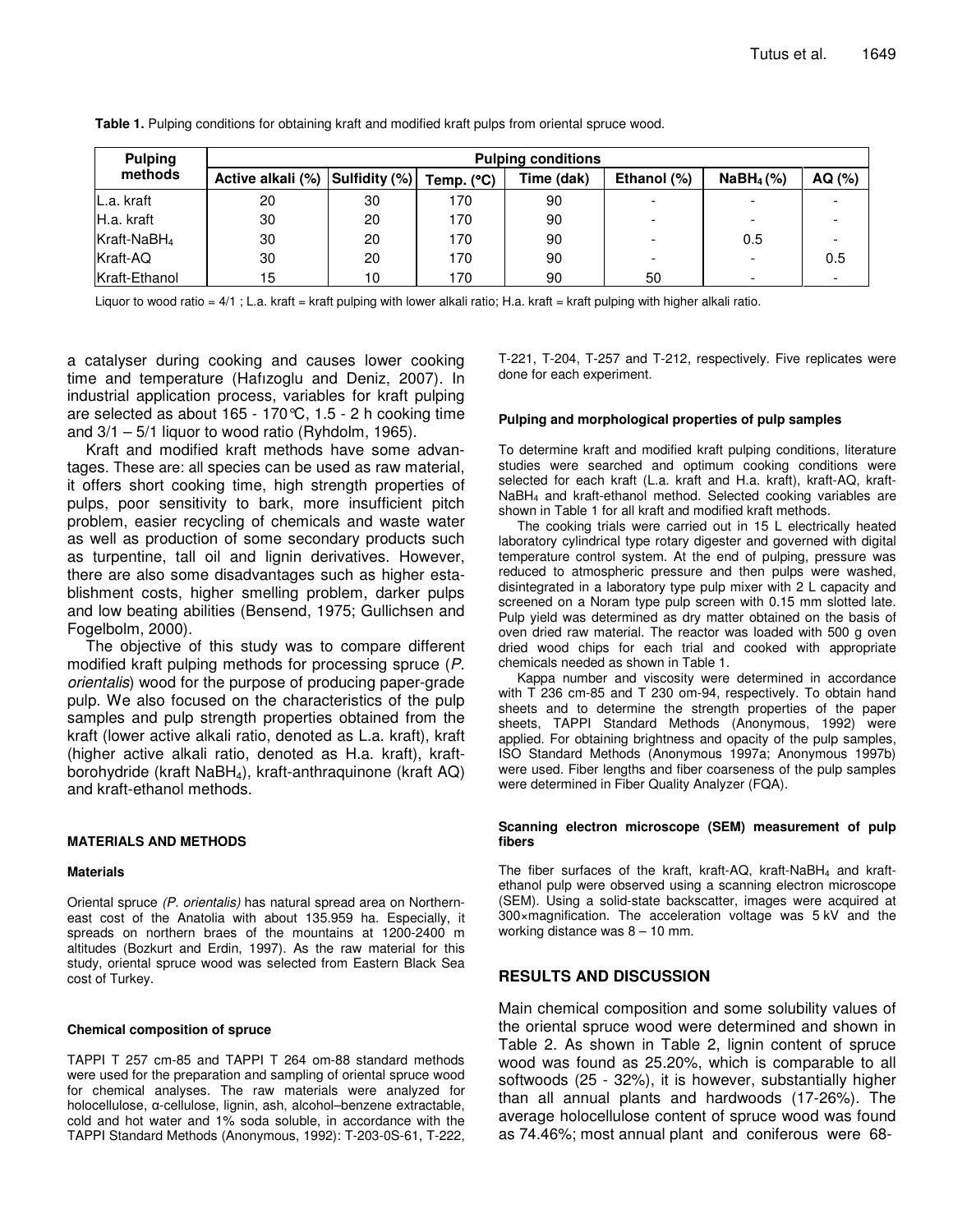**Table 1.** Pulping conditions for obtaining kraft and modified kraft pulps from oriental spruce wood.

| Pulping methods | Pulping conditions | | | | | | |
|---|---|---|---|---|---|---|---|
| | Active alkali (%) | Sulfidity (%) | Temp. (°C) | Time (dak) | Ethanol (%) | $NaBH_4$ (%) | AQ (%) |
| L.a. kraft | 20 | 30 | 170 | 90 | - | - | - |
| H.a. kraft | 30 | 20 | 170 | 90 | - | - | - |
| Kraft-$NaBH_4$ | 30 | 20 | 170 | 90 | - | 0.5 | - |
| Kraft-AQ | 30 | 20 | 170 | 90 | - | - | 0.5 |
| Kraft-Ethanol | 15 | 10 | 170 | 90 | 50 | - | - |

Liquor to wood ratio = 4/1 ; L.a. kraft = kraft pulping with lower alkali ratio; H.a. kraft = kraft pulping with higher alkali ratio.

a catalyser during cooking and causes lower cooking time and temperature (Hafızoglu and Deniz, 2007). In industrial application process, variables for kraft pulping are selected as about 165 - 170°C, 1.5 - 2 h cooking time and 3/1 – 5/1 liquor to wood ratio (Ryhdolm, 1965).

Kraft and modified kraft methods have some advantages. These are: all species can be used as raw material, it offers short cooking time, high strength properties of pulps, poor sensitivity to bark, more insufficient pitch problem, easier recycling of chemicals and waste water as well as production of some secondary products such as turpentine, tall oil and lignin derivatives. However, there are also some disadvantages such as higher establishment costs, higher smelling problem, darker pulps and low beating abilities (Bensend, 1975; Gullichsen and Fogelbolm, 2000).

The objective of this study was to compare different modified kraft pulping methods for processing spruce (*P. orientalis*) wood for the purpose of producing paper-grade pulp. We also focused on the characteristics of the pulp samples and pulp strength properties obtained from the kraft (lower active alkali ratio, denoted as L.a. kraft), kraft (higher active alkali ratio, denoted as H.a. kraft), kraft-borohydride (kraft $NaBH_4$), kraft-anthraquinone (kraft AQ) and kraft-ethanol methods.

## MATERIALS AND METHODS

### Materials

Oriental spruce *(P. orientalis)* has natural spread area on Northern-east cost of the Anatolia with about 135.959 ha. Especially, it spreads on northern braes of the mountains at 1200-2400 m altitudes (Bozkurt and Erdin, 1997). As the raw material for this study, oriental spruce wood was selected from Eastern Black Sea cost of Turkey.

### Chemical composition of spruce

TAPPI T 257 cm-85 and TAPPI T 264 om-88 standard methods were used for the preparation and sampling of oriental spruce wood for chemical analyses. The raw materials were analyzed for holocellulose, α-cellulose, lignin, ash, alcohol–benzene extractable, cold and hot water and 1% soda soluble, in accordance with the TAPPI Standard Methods (Anonymous, 1992): T-203-0S-61, T-222, T-221, T-204, T-257 and T-212, respectively. Five replicates were done for each experiment.

### Pulping and morphological properties of pulp samples

To determine kraft and modified kraft pulping conditions, literature studies were searched and optimum cooking conditions were selected for each kraft (L.a. kraft and H.a. kraft), kraft-AQ, kraft-$NaBH_4$ and kraft-ethanol method. Selected cooking variables are shown in Table 1 for all kraft and modified kraft methods.

The cooking trials were carried out in 15 L electrically heated laboratory cylindrical type rotary digester and governed with digital temperature control system. At the end of pulping, pressure was reduced to atmospheric pressure and then pulps were washed, disintegrated in a laboratory type pulp mixer with 2 L capacity and screened on a Noram type pulp screen with 0.15 mm slotted late. Pulp yield was determined as dry matter obtained on the basis of oven dried raw material. The reactor was loaded with 500 g oven dried wood chips for each trial and cooked with appropriate chemicals needed as shown in Table 1.

Kappa number and viscosity were determined in accordance with T 236 cm-85 and T 230 om-94, respectively. To obtain hand sheets and to determine the strength properties of the paper sheets, TAPPI Standard Methods (Anonymous, 1992) were applied. For obtaining brightness and opacity of the pulp samples, ISO Standard Methods (Anonymous 1997a; Anonymous 1997b) were used. Fiber lengths and fiber coarseness of the pulp samples were determined in Fiber Quality Analyzer (FQA).

### Scanning electron microscope (SEM) measurement of pulp fibers

The fiber surfaces of the kraft, kraft-AQ, kraft-$NaBH_4$ and kraft-ethanol pulp were observed using a scanning electron microscope (SEM). Using a solid-state backscatter, images were acquired at 300×magnification. The acceleration voltage was 5 kV and the working distance was 8 – 10 mm.

## RESULTS AND DISCUSSION

Main chemical composition and some solubility values of the oriental spruce wood were determined and shown in Table 2. As shown in Table 2, lignin content of spruce wood was found as 25.20%, which is comparable to all softwoods (25 - 32%), it is however, substantially higher than all annual plants and hardwoods (17-26%). The average holocellulose content of spruce wood was found as 74.46%; most annual plant and coniferous were 68-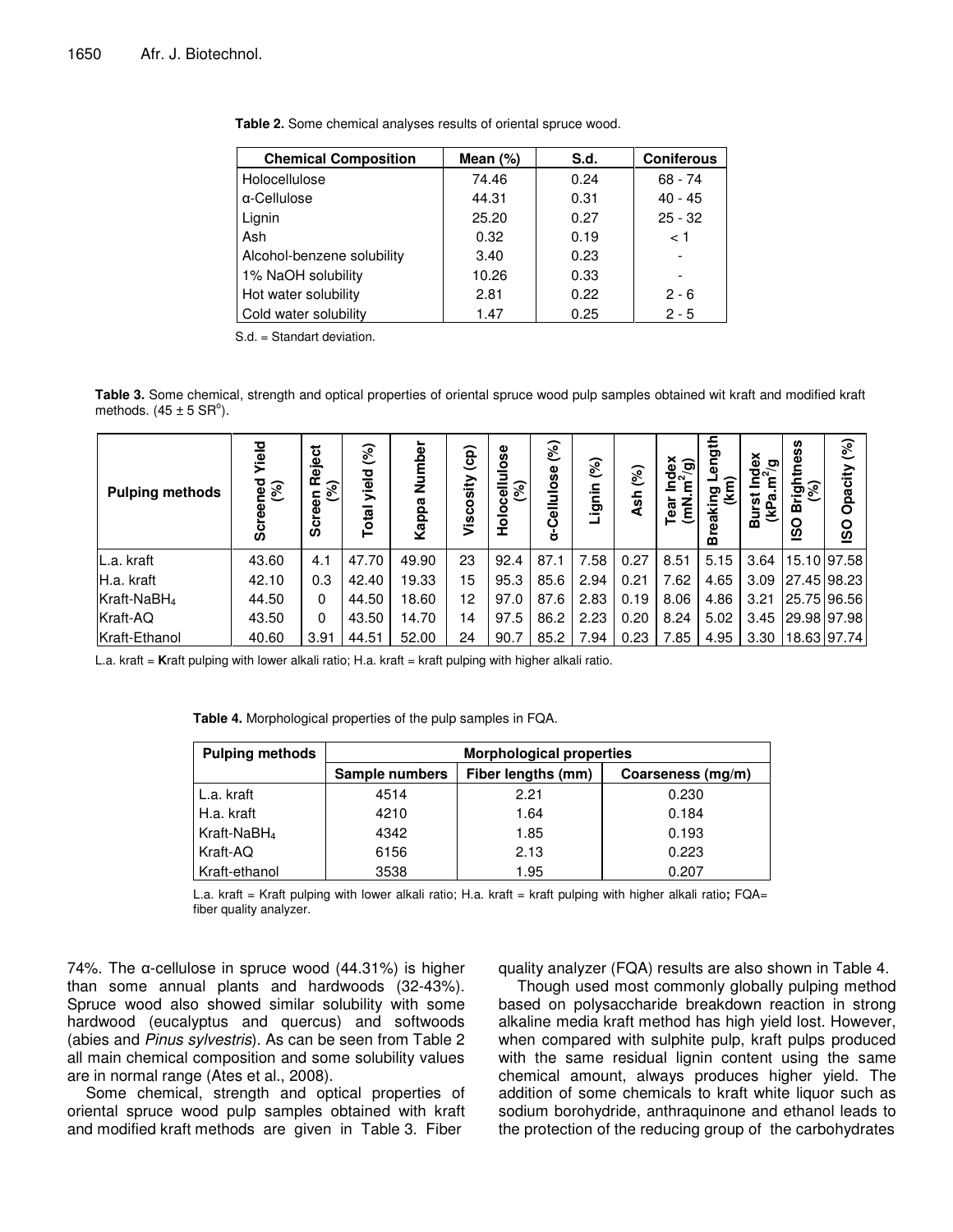**Table 2.** Some chemical analyses results of oriental spruce wood.

| Chemical Composition | Mean (%) | S.d. | Coniferous |
|---|---|---|---|
| Holocellulose | 74.46 | 0.24 | 68 - 74 |
| α-Cellulose | 44.31 | 0.31 | 40 - 45 |
| Lignin | 25.20 | 0.27 | 25 - 32 |
| Ash | 0.32 | 0.19 | < 1 |
| Alcohol-benzene solubility | 3.40 | 0.23 | - |
| 1% NaOH solubility | 10.26 | 0.33 | - |
| Hot water solubility | 2.81 | 0.22 | 2 - 6 |
| Cold water solubility | 1.47 | 0.25 | 2 - 5 |

S.d. = Standart deviation.

**Table 3.** Some chemical, strength and optical properties of oriental spruce wood pulp samples obtained wit kraft and modified kraft methods. ($45 \pm 5$ SR°).

| Pulping methods | Screened Yield (%) | Screen Reject (%) | Total yield (%) | Kappa Number | Viscosity (cp) | Holocellulose (%) | α-Cellulose (%) | Lignin (%) | Ash (%) | Tear Index ($mN.m^2/g$) | Breaking Length (km) | Burst Index ($kPa.m^2/g$) | ISO Brightness (%) | ISO Opacity (%) |
|---|---|---|---|---|---|---|---|---|---|---|---|---|---|---|
| L.a. kraft | 43.60 | 4.1 | 47.70 | 49.90 | 23 | 92.4 | 87.1 | 7.58 | 0.27 | 8.51 | 5.15 | 3.64 | 15.10 | 97.58 |
| H.a. kraft | 42.10 | 0.3 | 42.40 | 19.33 | 15 | 95.3 | 85.6 | 2.94 | 0.21 | 7.62 | 4.65 | 3.09 | 27.45 | 98.23 |
| Kraft-$NaBH_4$ | 44.50 | 0 | 44.50 | 18.60 | 12 | 97.0 | 87.6 | 2.83 | 0.19 | 8.06 | 4.86 | 3.21 | 25.75 | 96.56 |
| Kraft-AQ | 43.50 | 0 | 43.50 | 14.70 | 14 | 97.5 | 86.2 | 2.23 | 0.20 | 8.24 | 5.02 | 3.45 | 29.98 | 97.98 |
| Kraft-Ethanol | 40.60 | 3.91 | 44.51 | 52.00 | 24 | 90.7 | 85.2 | 7.94 | 0.23 | 7.85 | 4.95 | 3.30 | 18.63 | 97.74 |

L.a. kraft = **K**raft pulping with lower alkali ratio; H.a. kraft = kraft pulping with higher alkali ratio.

**Table 4.** Morphological properties of the pulp samples in FQA.

| Pulping methods | Morphological properties | | |
|---|---|---|---|
| | Sample numbers | Fiber lengths (mm) | Coarseness (mg/m) |
| L.a. kraft | 4514 | 2.21 | 0.230 |
| H.a. kraft | 4210 | 1.64 | 0.184 |
| Kraft-$NaBH_4$ | 4342 | 1.85 | 0.193 |
| Kraft-AQ | 6156 | 2.13 | 0.223 |
| Kraft-ethanol | 3538 | 1.95 | 0.207 |

L.a. kraft = Kraft pulping with lower alkali ratio; H.a. kraft = kraft pulping with higher alkali ratio**;** FQA= fiber quality analyzer.

74%. The α-cellulose in spruce wood (44.31%) is higher than some annual plants and hardwoods (32-43%). Spruce wood also showed similar solubility with some hardwood (eucalyptus and quercus) and softwoods (abies and *Pinus sylvestris*). As can be seen from Table 2 all main chemical composition and some solubility values are in normal range (Ates et al., 2008).

Some chemical, strength and optical properties of oriental spruce wood pulp samples obtained with kraft and modified kraft methods are given in Table 3. Fiber quality analyzer (FQA) results are also shown in Table 4.

Though used most commonly globally pulping method based on polysaccharide breakdown reaction in strong alkaline media kraft method has high yield lost. However, when compared with sulphite pulp, kraft pulps produced with the same residual lignin content using the same chemical amount, always produces higher yield. The addition of some chemicals to kraft white liquor such as sodium borohydride, anthraquinone and ethanol leads to the protection of the reducing group of the carbohydrates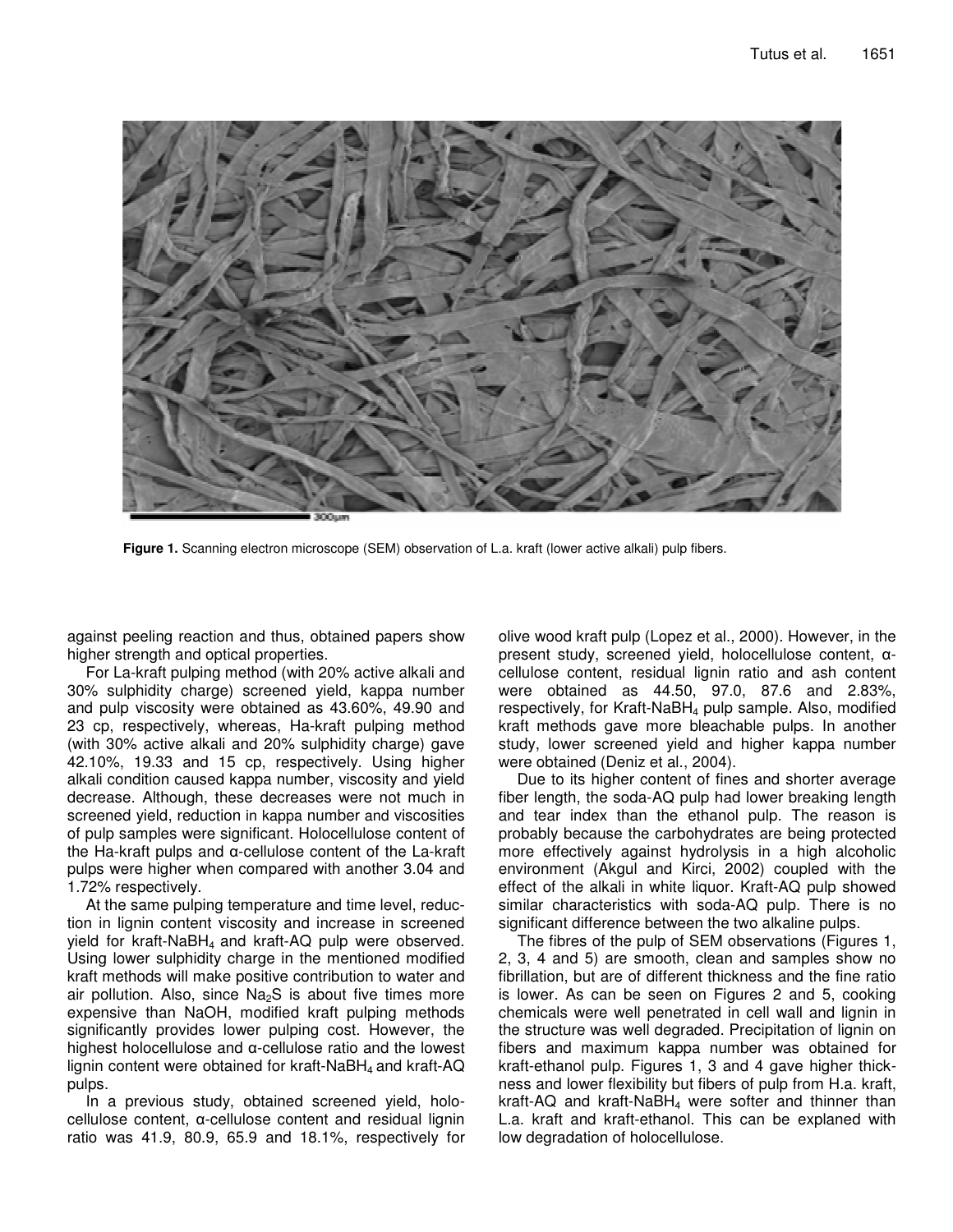**Figure 1.** Scanning electron microscope (SEM) observation of L.a. kraft (lower active alkali) pulp fibers.

against peeling reaction and thus, obtained papers show higher strength and optical properties.

For La-kraft pulping method (with 20% active alkali and 30% sulphidity charge) screened yield, kappa number and pulp viscosity were obtained as 43.60%, 49.90 and 23 cp, respectively, whereas, Ha-kraft pulping method (with 30% active alkali and 20% sulphidity charge) gave 42.10%, 19.33 and 15 cp, respectively. Using higher alkali condition caused kappa number, viscosity and yield decrease. Although, these decreases were not much in screened yield, reduction in kappa number and viscosities of pulp samples were significant. Holocellulose content of the Ha-kraft pulps and α-cellulose content of the La-kraft pulps were higher when compared with another 3.04 and 1.72% respectively.

At the same pulping temperature and time level, reduction in lignin content viscosity and increase in screened yield for kraft-$NaBH_4$ and kraft-AQ pulp were observed. Using lower sulphidity charge in the mentioned modified kraft methods will make positive contribution to water and air pollution. Also, since $Na_2S$ is about five times more expensive than NaOH, modified kraft pulping methods significantly provides lower pulping cost. However, the highest holocellulose and α-cellulose ratio and the lowest lignin content were obtained for kraft-$NaBH_4$ and kraft-AQ pulps.

In a previous study, obtained screened yield, holocellulose content, α-cellulose content and residual lignin ratio was 41.9, 80.9, 65.9 and 18.1%, respectively for olive wood kraft pulp (Lopez et al., 2000). However, in the present study, screened yield, holocellulose content, α-cellulose content, residual lignin ratio and ash content were obtained as 44.50, 97.0, 87.6 and 2.83%, respectively, for Kraft-$NaBH_4$ pulp sample. Also, modified kraft methods gave more bleachable pulps. In another study, lower screened yield and higher kappa number were obtained (Deniz et al., 2004).

Due to its higher content of fines and shorter average fiber length, the soda-AQ pulp had lower breaking length and tear index than the ethanol pulp. The reason is probably because the carbohydrates are being protected more effectively against hydrolysis in a high alcoholic environment (Akgul and Kirci, 2002) coupled with the effect of the alkali in white liquor. Kraft-AQ pulp showed similar characteristics with soda-AQ pulp. There is no significant difference between the two alkaline pulps.

The fibres of the pulp of SEM observations (Figures 1, 2, 3, 4 and 5) are smooth, clean and samples show no fibrillation, but are of different thickness and the fine ratio is lower. As can be seen on Figures 2 and 5, cooking chemicals were well penetrated in cell wall and lignin in the structure was well degraded. Precipitation of lignin on fibers and maximum kappa number was obtained for kraft-ethanol pulp. Figures 1, 3 and 4 gave higher thickness and lower flexibility but fibers of pulp from H.a. kraft, kraft-AQ and kraft-$NaBH_4$ were softer and thinner than L.a. kraft and kraft-ethanol. This can be explaned with low degradation of holocellulose.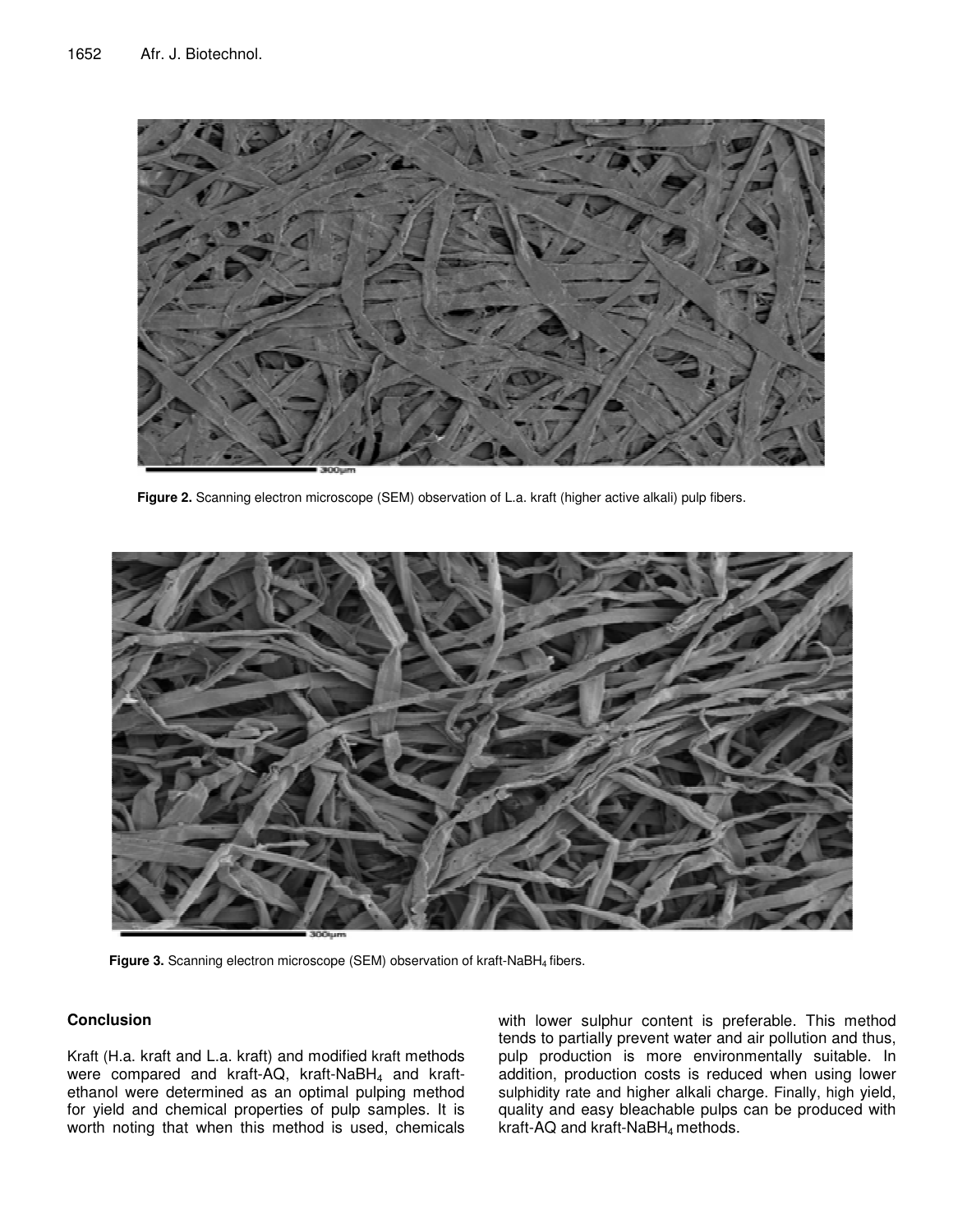Figure 2. Scanning electron microscope (SEM) observation of L.a. kraft (higher active alkali) pulp fibers.

Figure 3. Scanning electron microscope (SEM) observation of kraft-$NaBH_4$ fibers.

## Conclusion

Kraft (H.a. kraft and L.a. kraft) and modified kraft methods were compared and kraft-AQ, kraft-$NaBH_4$ and kraft-ethanol were determined as an optimal pulping method for yield and chemical properties of pulp samples. It is worth noting that when this method is used, chemicals with lower sulphur content is preferable. This method tends to partially prevent water and air pollution and thus, pulp production is more environmentally suitable. In addition, production costs is reduced when using lower sulphidity rate and higher alkali charge. Finally, high yield, quality and easy bleachable pulps can be produced with kraft-AQ and kraft-$NaBH_4$ methods.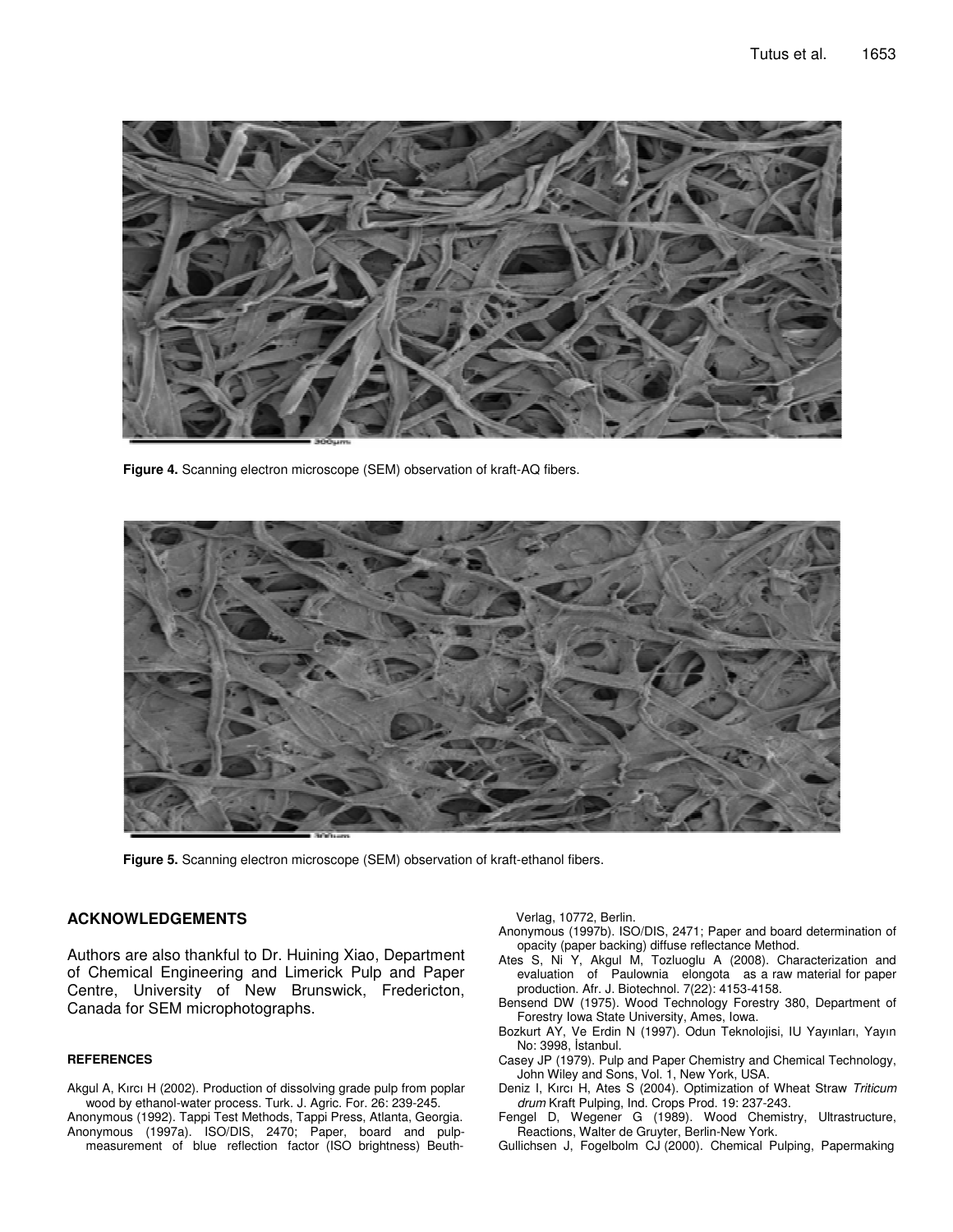Figure 4. Scanning electron microscope (SEM) observation of kraft-AQ fibers.

Figure 5. Scanning electron microscope (SEM) observation of kraft-ethanol fibers.

## ACKNOWLEDGEMENTS

Authors are also thankful to Dr. Huining Xiao, Department of Chemical Engineering and Limerick Pulp and Paper Centre, University of New Brunswick, Fredericton, Canada for SEM microphotographs.

### REFERENCES

Akgul A, Kırcı H (2002). Production of dissolving grade pulp from poplar wood by ethanol-water process. Turk. J. Agric. For. 26: 239-245.

Anonymous (1992). Tappi Test Methods, Tappi Press, Atlanta, Georgia.

Anonymous (1997a). ISO/DIS, 2470; Paper, board and pulp-measurement of blue reflection factor (ISO brightness) Beuth-Verlag, 10772, Berlin.

Anonymous (1997b). ISO/DIS, 2471; Paper and board determination of opacity (paper backing) diffuse reflectance Method.

Ates S, Ni Y, Akgul M, Tozluoglu A (2008). Characterization and evaluation of Paulownia elongota as a raw material for paper production. Afr. J. Biotechnol. 7(22): 4153-4158.

Bensend DW (1975). Wood Technology Forestry 380, Department of Forestry Iowa State University, Ames, Iowa.

Bozkurt AY, Ve Erdin N (1997). Odun Teknolojisi, IU Yayınları, Yayın No: 3998, İstanbul.

Casey JP (1979). Pulp and Paper Chemistry and Chemical Technology, John Wiley and Sons, Vol. 1, New York, USA.

Deniz I, Kırcı H, Ates S (2004). Optimization of Wheat Straw *Triticum drum* Kraft Pulping, Ind. Crops Prod. 19: 237-243.

Fengel D, Wegener G (1989). Wood Chemistry, Ultrastructure, Reactions, Walter de Gruyter, Berlin-New York.

Gullichsen J, Fogelbolm CJ (2000). Chemical Pulping, Papermaking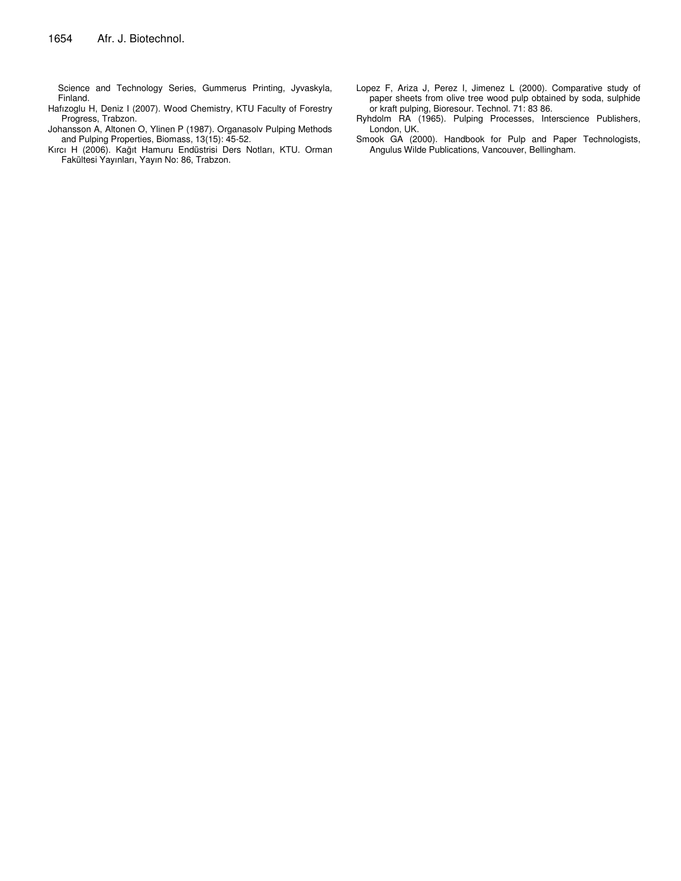Science and Technology Series, Gummerus Printing, Jyvaskyla, Finland.

Hafızoglu H, Deniz I (2007). Wood Chemistry, KTU Faculty of Forestry Progress, Trabzon.

Johansson A, Altonen O, Ylinen P (1987). Organasolv Pulping Methods and Pulping Properties, Biomass, 13(15): 45-52.

Kırcı H (2006). Kağıt Hamuru Endüstrisi Ders Notları, KTU. Orman Fakültesi Yayınları, Yayın No: 86, Trabzon.

Lopez F, Ariza J, Perez I, Jimenez L (2000). Comparative study of paper sheets from olive tree wood pulp obtained by soda, sulphide or kraft pulping, Bioresour. Technol. 71: 83 86.

Ryhdolm RA (1965). Pulping Processes, Interscience Publishers, London, UK.

Smook GA (2000). Handbook for Pulp and Paper Technologists, Angulus Wilde Publications, Vancouver, Bellingham.